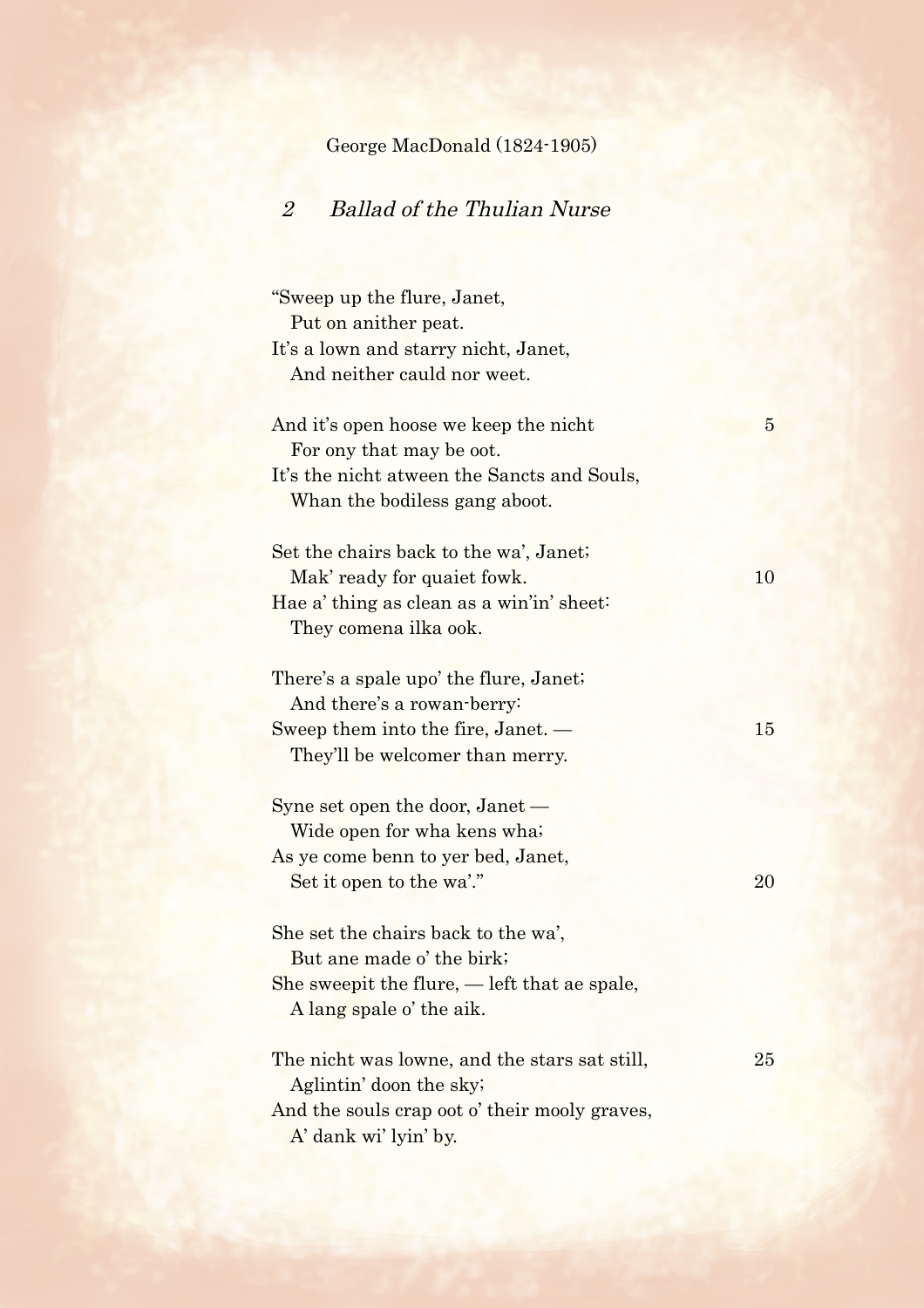George MacDonald (1824-1905)

## *2 Ballad of the Thulian Nurse*

"Sweep up the flure, Janet,  
  Put on anither peat.  
It's a lown and starry nicht, Janet,  
  And neither cauld nor weet.

And it's open hoose we keep the nicht  5  
  For ony that may be oot.  
It's the nicht atween the Sancts and Souls,  
  Whan the bodiless gang aboot.

Set the chairs back to the wa', Janet;  
  Mak' ready for quaiet fowk.  10  
Hae a' thing as clean as a win'in' sheet:  
  They comena ilka ook.

There's a spale upo' the flure, Janet;  
  And there's a rowan-berry:  
Sweep them into the fire, Janet. —  15  
  They'll be welcomer than merry.

Syne set open the door, Janet —  
  Wide open for wha kens wha;  
As ye come benn to yer bed, Janet,  
  Set it open to the wa'."  20

She set the chairs back to the wa',  
  But ane made o' the birk;  
She sweepit the flure, — left that ae spale,  
  A lang spale o' the aik.

The nicht was lowne, and the stars sat still,  25  
  Aglintin' doon the sky;  
And the souls crap oot o' their mooly graves,  
  A' dank wi' lyin' by.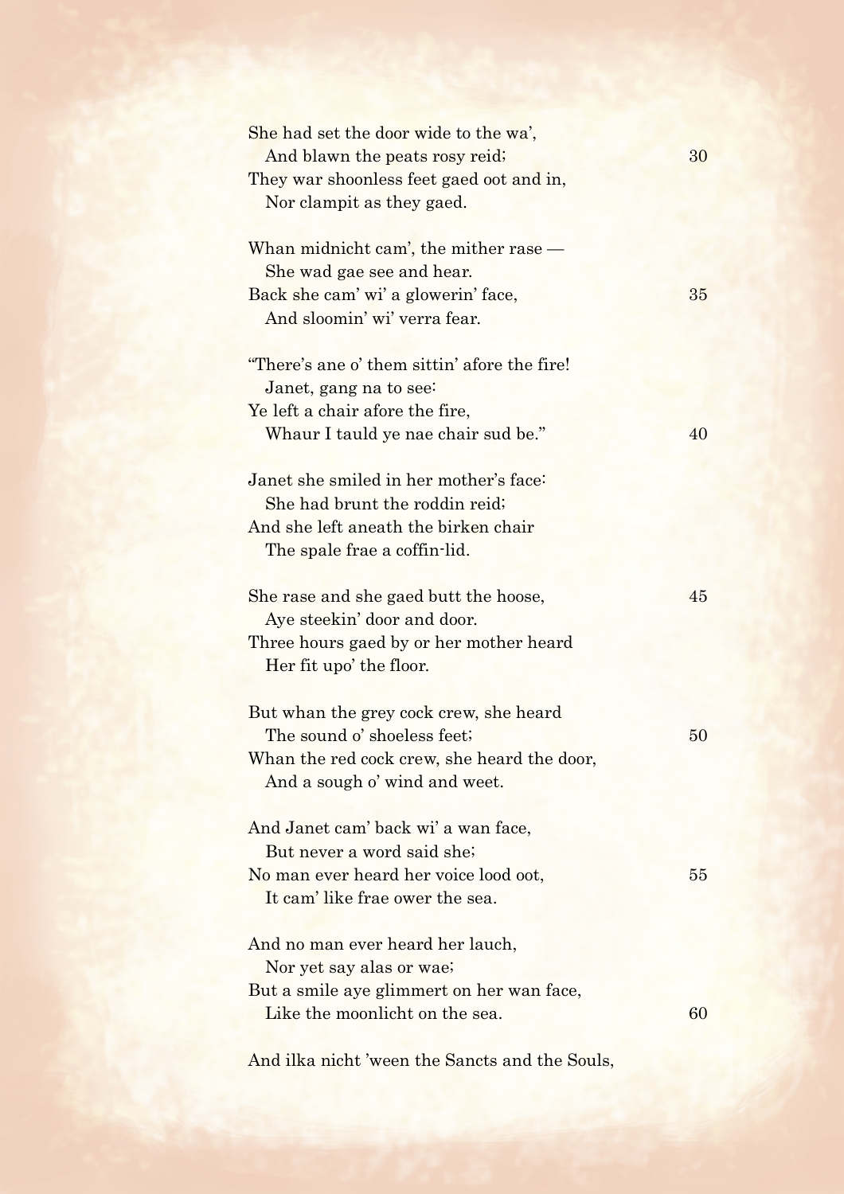She had set the door wide to the wa',  
  And blawn the peats rosy reid; 30  
They war shoonless feet gaed oot and in,  
  Nor clampit as they gaed.

Whan midnicht cam', the mither rase —  
  She wad gae see and hear.  
Back she cam' wi' a glowerin' face, 35  
  And sloomin' wi' verra fear.

"There's ane o' them sittin' afore the fire!  
  Janet, gang na to see:  
Ye left a chair afore the fire,  
  Whaur I tauld ye nae chair sud be." 40

Janet she smiled in her mother's face:  
  She had brunt the roddin reid;  
And she left aneath the birken chair  
  The spale frae a coffin-lid.

She rase and she gaed butt the hoose, 45  
  Aye steekin' door and door.  
Three hours gaed by or her mother heard  
  Her fit upo' the floor.

But whan the grey cock crew, she heard  
  The sound o' shoeless feet; 50  
Whan the red cock crew, she heard the door,  
  And a sough o' wind and weet.

And Janet cam' back wi' a wan face,  
  But never a word said she;  
No man ever heard her voice lood oot, 55  
  It cam' like frae ower the sea.

And no man ever heard her lauch,  
  Nor yet say alas or wae;  
But a smile aye glimmert on her wan face,  
  Like the moonlicht on the sea. 60

And ilka nicht 'ween the Sancts and the Souls,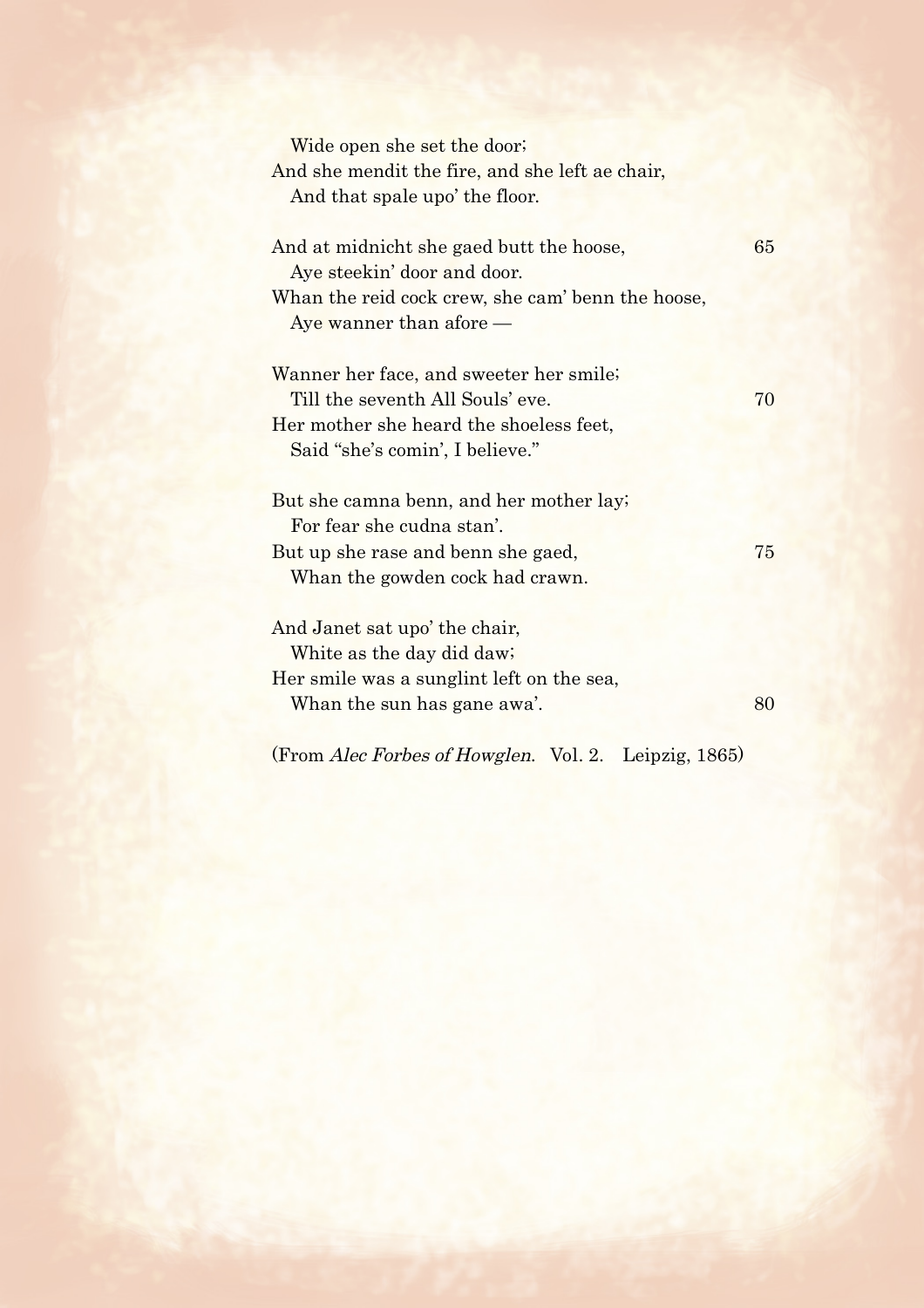Wide open she set the door;  
And she mendit the fire, and she left ae chair,  
And that spale upo' the floor.

And at midnicht she gaed butt the hoose, 65  
Aye steekin' door and door.  
Whan the reid cock crew, she cam' benn the hoose,  
Aye wanner than afore —

Wanner her face, and sweeter her smile;  
Till the seventh All Souls' eve. 70  
Her mother she heard the shoeless feet,  
Said "she's comin', I believe."

But she camna benn, and her mother lay;  
For fear she cudna stan'.  
But up she rase and benn she gaed, 75  
Whan the gowden cock had crawn.

And Janet sat upo' the chair,  
White as the day did daw;  
Her smile was a sunglint left on the sea,  
Whan the sun has gane awa'. 80

(From *Alec Forbes of Howglen*. Vol. 2. Leipzig, 1865)